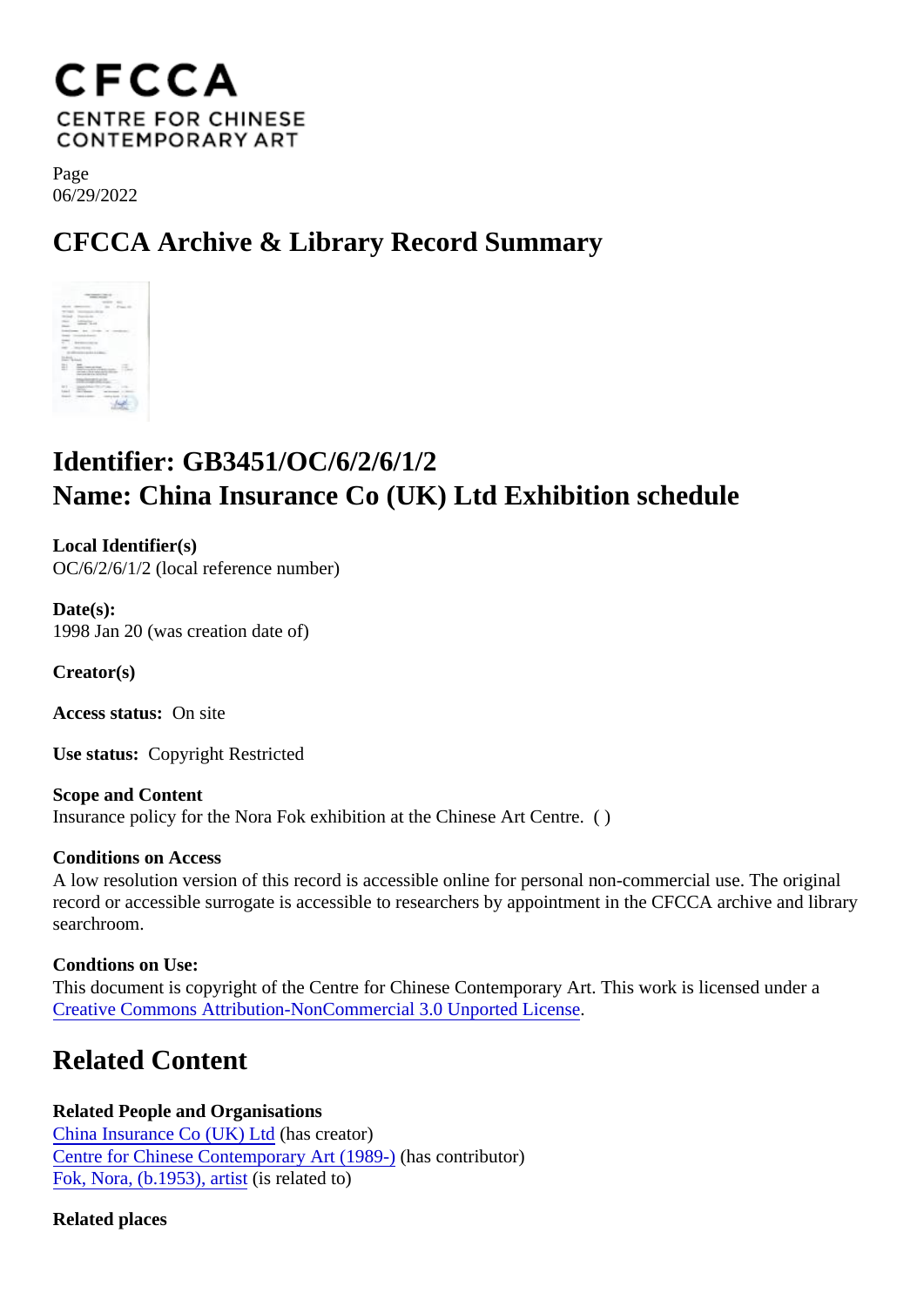CFCCA
CENTRE FOR CHINESE CONTEMPORARY ART

Page
06/29/2022

# CFCCA Archive & Library Record Summary

## Identifier: GB3451/OC/6/2/6/1/2
## Name: China Insurance Co (UK) Ltd Exhibition schedule

**Local Identifier(s)**
OC/6/2/6/1/2 (local reference number)

**Date(s):**
1998 Jan 20 (was creation date of)

**Creator(s)**

**Access status:** On site

**Use status:** Copyright Restricted

**Scope and Content**
Insurance policy for the Nora Fok exhibition at the Chinese Art Centre. ( )

**Conditions on Access**
A low resolution version of this record is accessible online for personal non-commercial use. The original record or accessible surrogate is accessible to researchers by appointment in the CFCCA archive and library searchroom.

**Condtions on Use:**
This document is copyright of the Centre for Chinese Contemporary Art. This work is licensed under a Creative Commons Attribution-NonCommercial 3.0 Unported License.

## Related Content

**Related People and Organisations**
China Insurance Co (UK) Ltd (has creator)
Centre for Chinese Contemporary Art (1989-) (has contributor)
Fok, Nora, (b.1953), artist (is related to)

**Related places**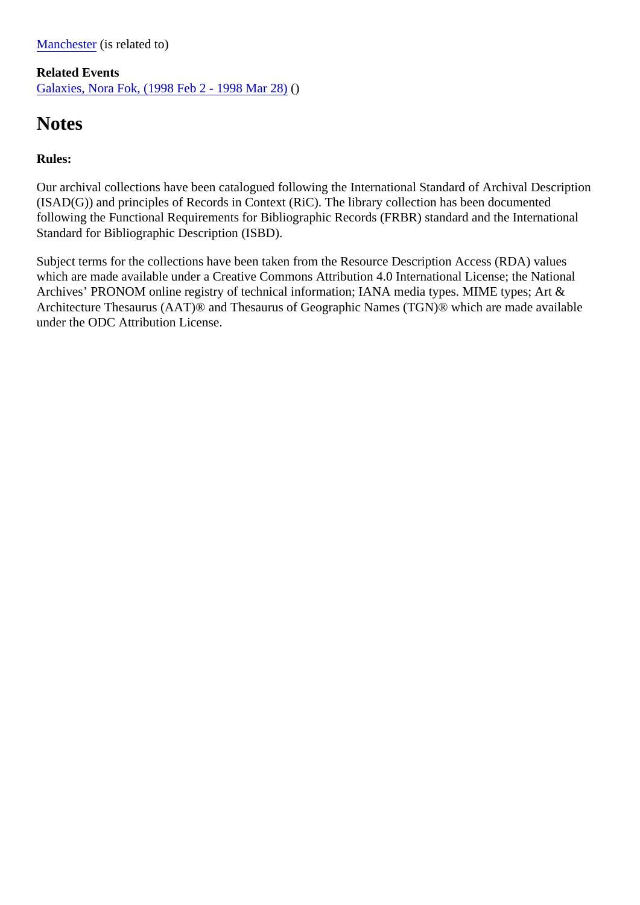Manchester (is related to)

**Related Events**
Galaxies, Nora Fok, (1998 Feb 2 - 1998 Mar 28) ()

## Notes

**Rules:**

Our archival collections have been catalogued following the International Standard of Archival Description (ISAD(G)) and principles of Records in Context (RiC). The library collection has been documented following the Functional Requirements for Bibliographic Records (FRBR) standard and the International Standard for Bibliographic Description (ISBD).

Subject terms for the collections have been taken from the Resource Description Access (RDA) values which are made available under a Creative Commons Attribution 4.0 International License; the National Archives' PRONOM online registry of technical information; IANA media types. MIME types; Art & Architecture Thesaurus (AAT)® and Thesaurus of Geographic Names (TGN)® which are made available under the ODC Attribution License.